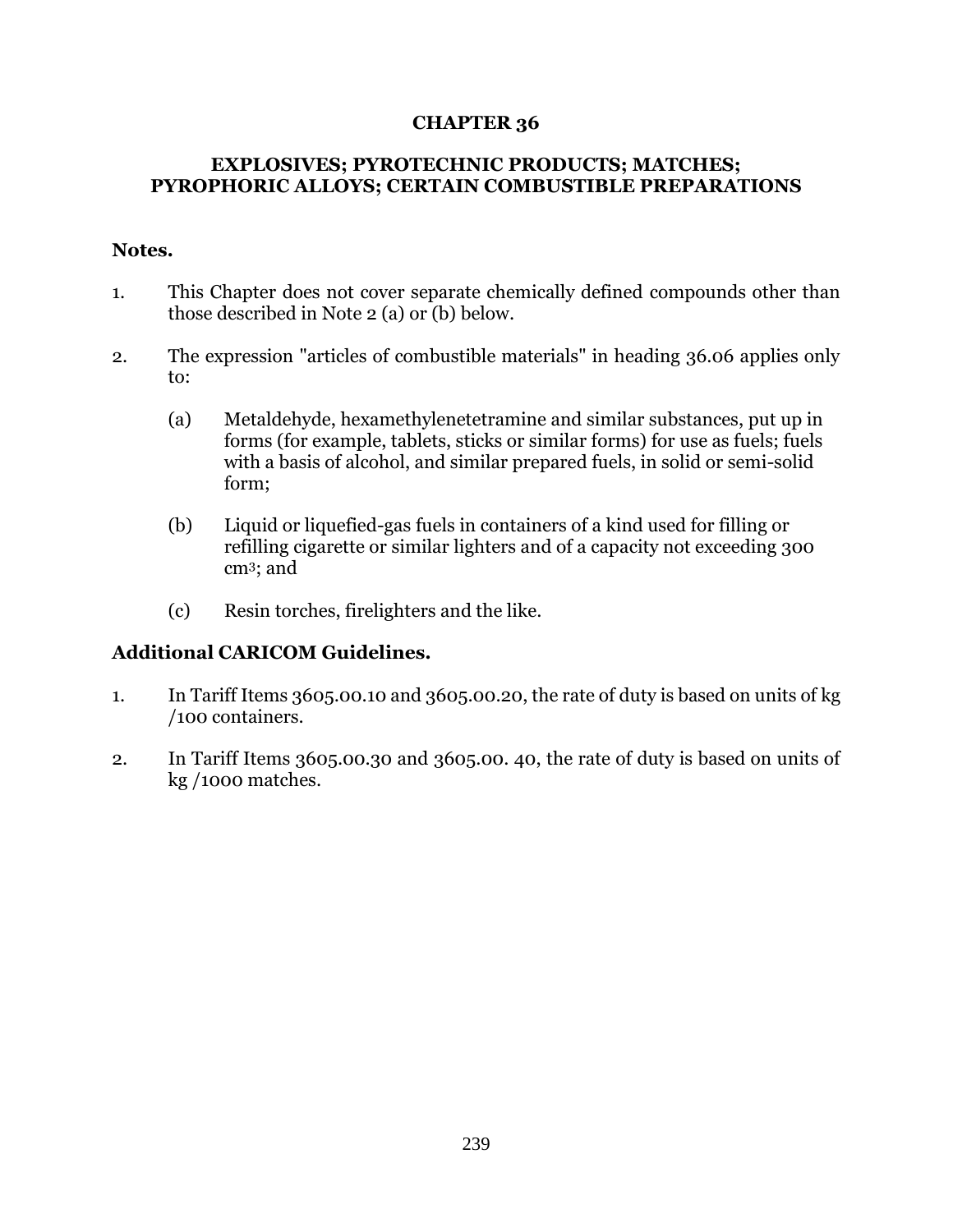# CHAPTER 36

## EXPLOSIVES; PYROTECHNIC PRODUCTS; MATCHES; PYROPHORIC ALLOYS; CERTAIN COMBUSTIBLE PREPARATIONS

### Notes.

1. This Chapter does not cover separate chemically defined compounds other than those described in Note 2 (a) or (b) below.

2. The expression "articles of combustible materials" in heading 36.06 applies only to:

   (a) Metaldehyde, hexamethylenetetramine and similar substances, put up in forms (for example, tablets, sticks or similar forms) for use as fuels; fuels with a basis of alcohol, and similar prepared fuels, in solid or semi-solid form;

   (b) Liquid or liquefied-gas fuels in containers of a kind used for filling or refilling cigarette or similar lighters and of a capacity not exceeding 300 $cm^3$; and

   (c) Resin torches, firelighters and the like.

### Additional CARICOM Guidelines.

1. In Tariff Items 3605.00.10 and 3605.00.20, the rate of duty is based on units of kg /100 containers.

2. In Tariff Items 3605.00.30 and 3605.00. 40, the rate of duty is based on units of kg /1000 matches.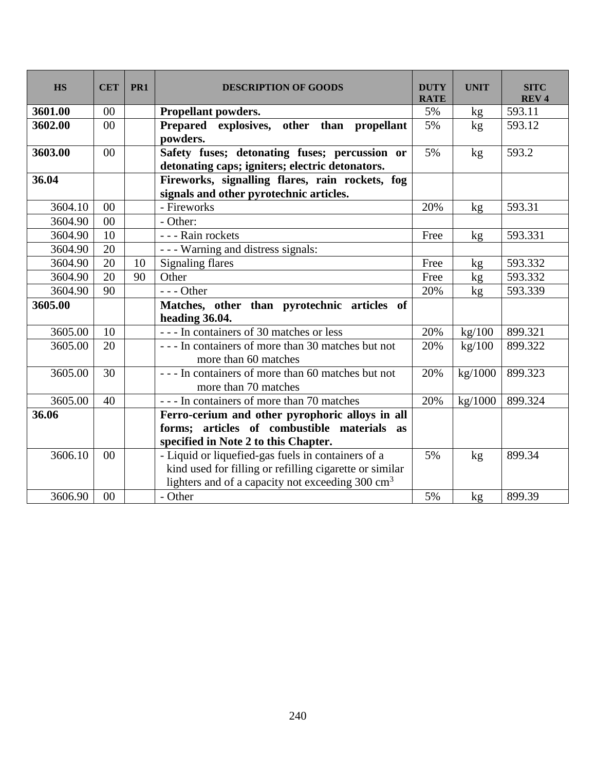| HS | CET | PR1 | DESCRIPTION OF GOODS | DUTY RATE | UNIT | SITC REV 4 |
|---|---|---|---|---|---|---|
| **3601.00** | 00 | | **Propellant powders.** | 5% | kg | 593.11 |
| **3602.00** | 00 | | **Prepared explosives, other than propellant powders.** | 5% | kg | 593.12 |
| **3603.00** | 00 | | **Safety fuses; detonating fuses; percussion or detonating caps; igniters; electric detonators.** | 5% | kg | 593.2 |
| **36.04** | | | **Fireworks, signalling flares, rain rockets, fog signals and other pyrotechnic articles.** | | | |
| 3604.10 | 00 | | - Fireworks | 20% | kg | 593.31 |
| 3604.90 | 00 | | - Other: | | | |
| 3604.90 | 10 | | - - - Rain rockets | Free | kg | 593.331 |
| 3604.90 | 20 | | - - - Warning and distress signals: | | | |
| 3604.90 | 20 | 10 | Signaling flares | Free | kg | 593.332 |
| 3604.90 | 20 | 90 | Other | Free | kg | 593.332 |
| 3604.90 | 90 | | - - - Other | 20% | kg | 593.339 |
| **3605.00** | | | **Matches, other than pyrotechnic articles of heading 36.04.** | | | |
| 3605.00 | 10 | | - - - In containers of 30 matches or less | 20% | kg/100 | 899.321 |
| 3605.00 | 20 | | - - - In containers of more than 30 matches but not more than 60 matches | 20% | kg/100 | 899.322 |
| 3605.00 | 30 | | - - - In containers of more than 60 matches but not more than 70 matches | 20% | kg/1000 | 899.323 |
| 3605.00 | 40 | | - - - In containers of more than 70 matches | 20% | kg/1000 | 899.324 |
| **36.06** | | | **Ferro-cerium and other pyrophoric alloys in all forms; articles of combustible materials as specified in Note 2 to this Chapter.** | | | |
| 3606.10 | 00 | | - Liquid or liquefied-gas fuels in containers of a kind used for filling or refilling cigarette or similar lighters and of a capacity not exceeding 300 $cm^3$ | 5% | kg | 899.34 |
| 3606.90 | 00 | | - Other | 5% | kg | 899.39 |